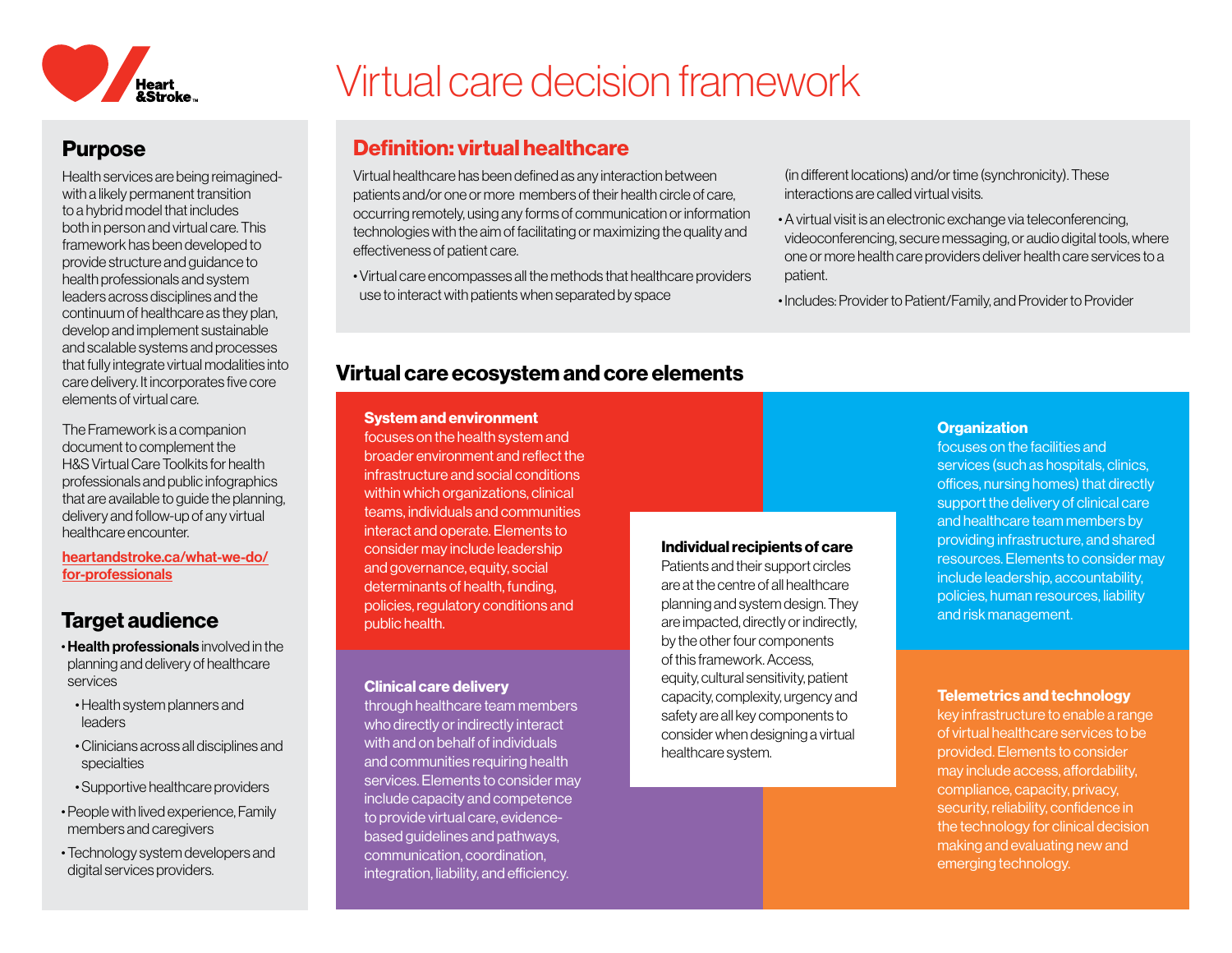# Virtual care decision framework

## Purpose

Health services are being reimagined-with a likely permanent transition to a hybrid model that includes both in person and virtual care. This framework has been developed to provide structure and guidance to health professionals and system leaders across disciplines and the continuum of healthcare as they plan, develop and implement sustainable and scalable systems and processes that fully integrate virtual modalities into care delivery. It incorporates five core elements of virtual care.

The Framework is a companion document to complement the H&S Virtual Care Toolkits for health professionals and public infographics that are available to guide the planning, delivery and follow-up of any virtual healthcare encounter.

heartandstroke.ca/what-we-do/for-professionals

## Target audience

- **Health professionals** involved in the planning and delivery of healthcare services
  - Health system planners and leaders
  - Clinicians across all disciplines and specialties
  - Supportive healthcare providers
- People with lived experience, Family members and caregivers
- Technology system developers and digital services providers.

## Definition: virtual healthcare

Virtual healthcare has been defined as any interaction between patients and/or one or more members of their health circle of care, occurring remotely, using any forms of communication or information technologies with the aim of facilitating or maximizing the quality and effectiveness of patient care.

- Virtual care encompasses all the methods that healthcare providers use to interact with patients when separated by space (in different locations) and/or time (synchronicity). These interactions are called virtual visits.
- A virtual visit is an electronic exchange via teleconferencing, videoconferencing, secure messaging, or audio digital tools, where one or more health care providers deliver health care services to a patient.
- Includes: Provider to Patient/Family, and Provider to Provider

## Virtual care ecosystem and core elements

**System and environment**
focuses on the health system and broader environment and reflect the infrastructure and social conditions within which organizations, clinical teams, individuals and communities interact and operate. Elements to consider may include leadership and governance, equity, social determinants of health, funding, policies, regulatory conditions and public health.

**Organization**
focuses on the facilities and services (such as hospitals, clinics, offices, nursing homes) that directly support the delivery of clinical care and healthcare team members by providing infrastructure, and shared resources. Elements to consider may include leadership, accountability, policies, human resources, liability and risk management.

**Individual recipients of care**
Patients and their support circles are at the centre of all healthcare planning and system design. They are impacted, directly or indirectly, by the other four components of this framework. Access, equity, cultural sensitivity, patient capacity, complexity, urgency and safety are all key components to consider when designing a virtual healthcare system.

**Clinical care delivery**
through healthcare team members who directly or indirectly interact with and on behalf of individuals and communities requiring health services. Elements to consider may include capacity and competence to provide virtual care, evidence-based guidelines and pathways, communication, coordination, integration, liability, and efficiency.

**Telemetrics and technology**
key infrastructure to enable a range of virtual healthcare services to be provided. Elements to consider may include access, affordability, compliance, capacity, privacy, security, reliability, confidence in the technology for clinical decision making and evaluating new and emerging technology.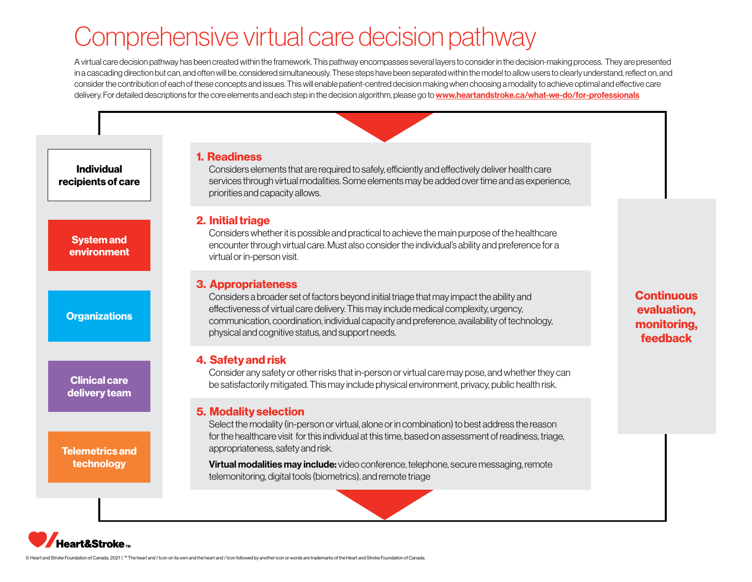# Comprehensive virtual care decision pathway

A virtual care decision pathway has been created within the framework. This pathway encompasses several layers to consider in the decision-making process. They are presented in a cascading direction but can, and often will be, considered simultaneously. These steps have been separated within the model to allow users to clearly understand, reflect on, and consider the contribution of each of these concepts and issues. This will enable patient-centred decision making when choosing a modality to achieve optimal and effective care delivery. For detailed descriptions for the core elements and each step in the decision algorithm, please go to **www.heartandstroke.ca/what-we-do/for-professionals**

**Individual recipients of care**

**System and environment**

**Organizations**

**Clinical care delivery team**

**Telemetrics and technology**

### 1. Readiness

Considers elements that are required to safely, efficiently and effectively deliver health care services through virtual modalities. Some elements may be added over time and as experience, priorities and capacity allows.

### 2. Initial triage

Considers whether it is possible and practical to achieve the main purpose of the healthcare encounter through virtual care. Must also consider the individual's ability and preference for a virtual or in-person visit.

### 3. Appropriateness

Considers a broader set of factors beyond initial triage that may impact the ability and effectiveness of virtual care delivery. This may include medical complexity, urgency, communication, coordination, individual capacity and preference, availability of technology, physical and cognitive status, and support needs.

### 4. Safety and risk

Consider any safety or other risks that in-person or virtual care may pose, and whether they can be satisfactorily mitigated. This may include physical environment, privacy, public health risk.

### 5. Modality selection

Select the modality (in-person or virtual, alone or in combination) to best address the reason for the healthcare visit for this individual at this time, based on assessment of readiness, triage, appropriateness, safety and risk.

**Virtual modalities may include:** video conference, telephone, secure messaging, remote telemonitoring, digital tools (biometrics), and remote triage

**Continuous evaluation, monitoring, feedback**

Heart&Stroke™

© Heart and Stroke Foundation of Canada, 2021 | ™ The heart and / Icon on its own and the heart and / Icon followed by another icon or words are trademarks of the Heart and Stroke Foundation of Canada.